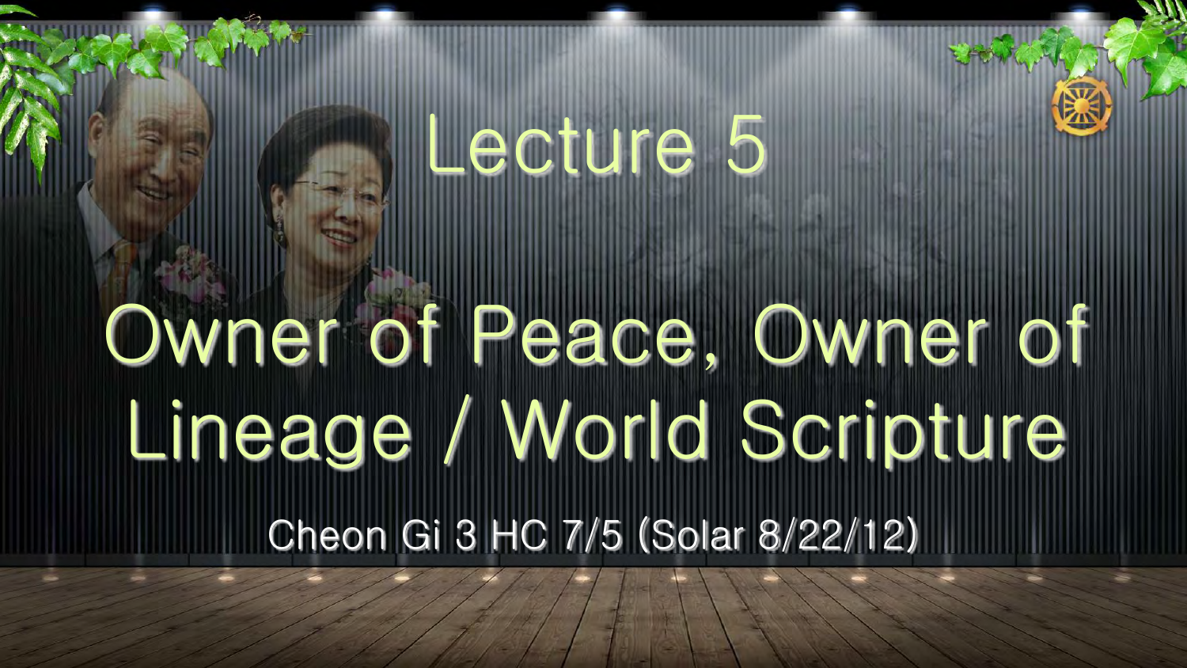# Lecture 5

# Owner of Peace, Owner of Lineage / World Scripture

Cheon Gi 3 HC 7/5 (Solar 8/22/12)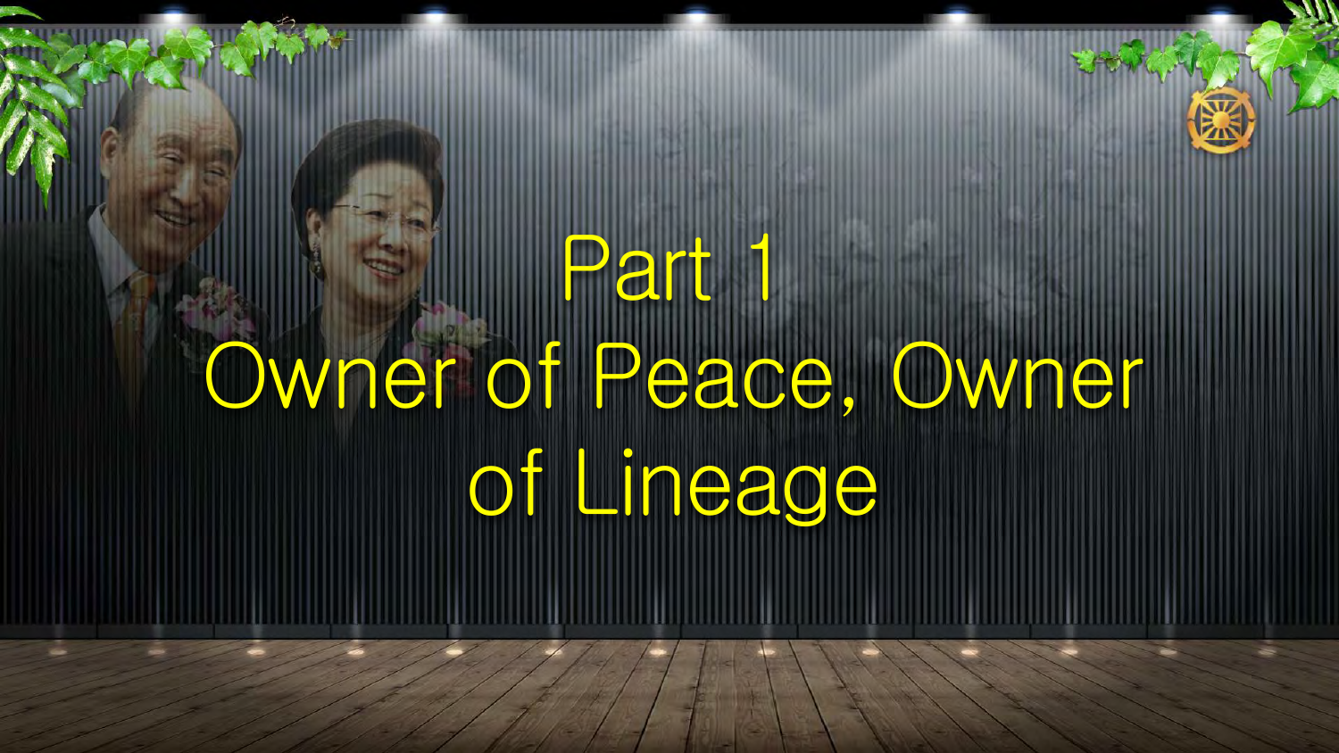# Part 1
# Owner of Peace, Owner of Lineage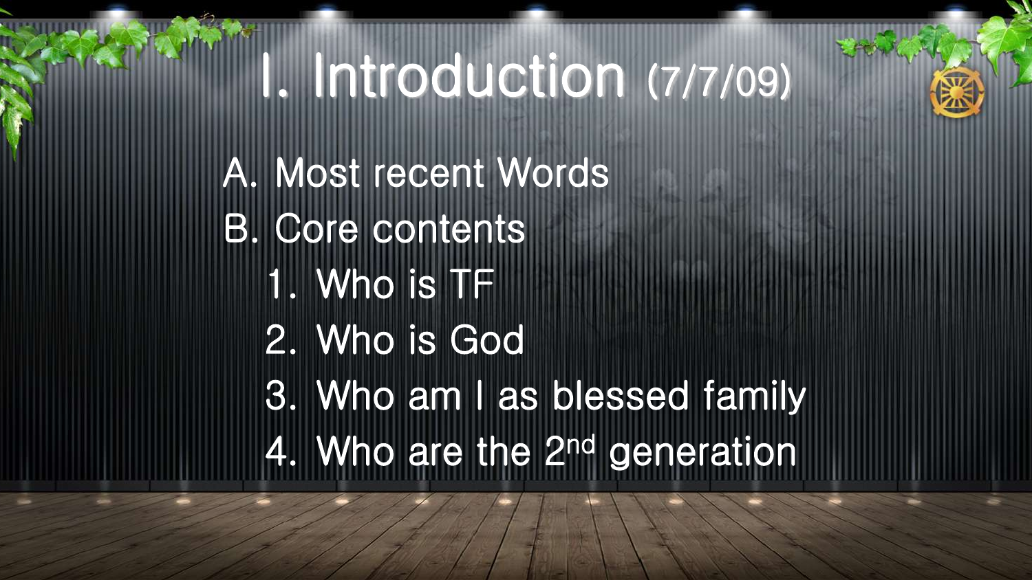# I. Introduction (7/7/09)

A. Most recent Words

B. Core contents

1. Who is TF
2. Who is God
3. Who am I as blessed family
4. Who are the 2nd generation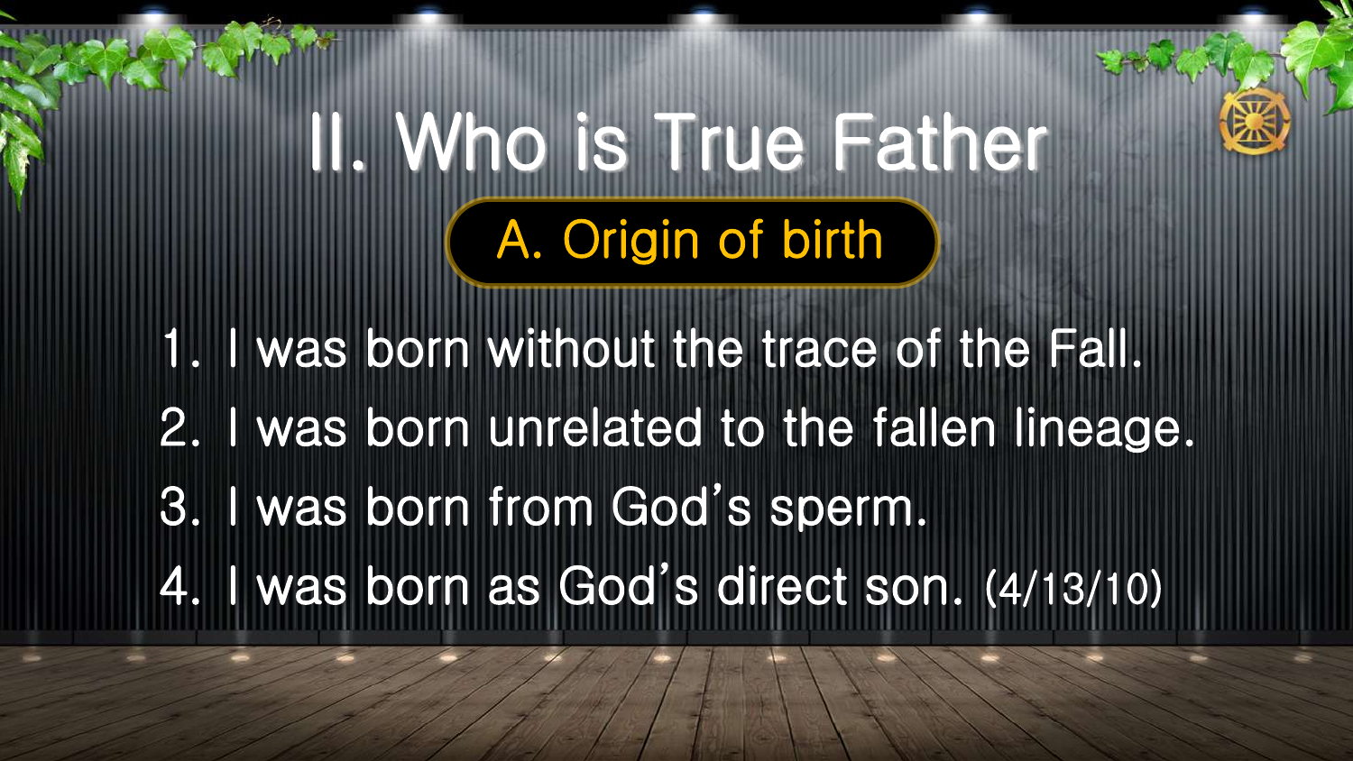# II. Who is True Father

## A. Origin of birth

1. I was born without the trace of the Fall.
2. I was born unrelated to the fallen lineage.
3. I was born from God's sperm.
4. I was born as God's direct son. (4/13/10)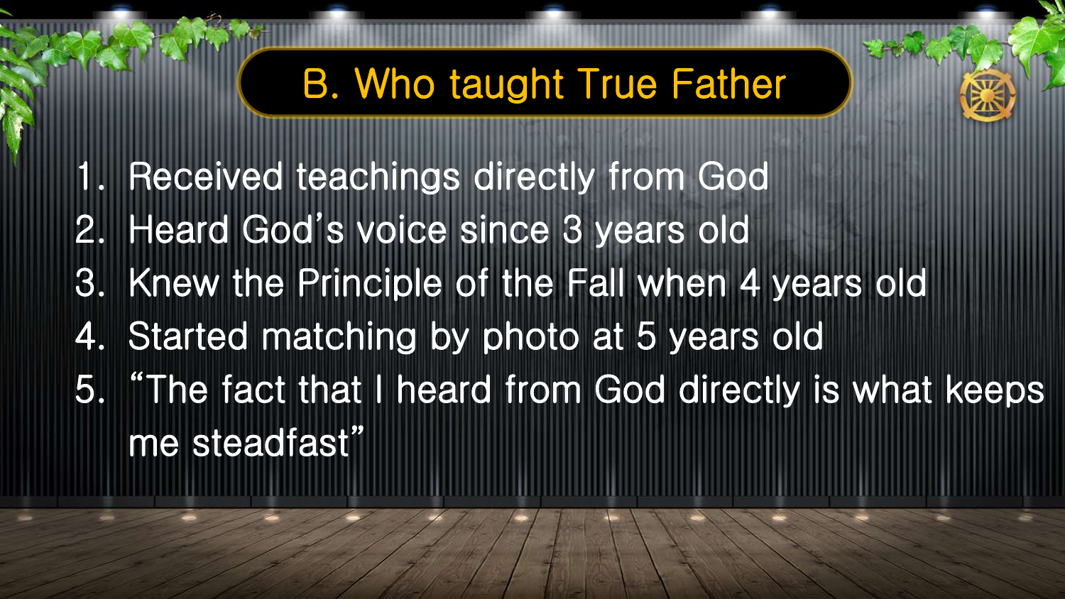# B. Who taught True Father

1. Received teachings directly from God
2. Heard God's voice since 3 years old
3. Knew the Principle of the Fall when 4 years old
4. Started matching by photo at 5 years old
5. "The fact that I heard from God directly is what keeps me steadfast"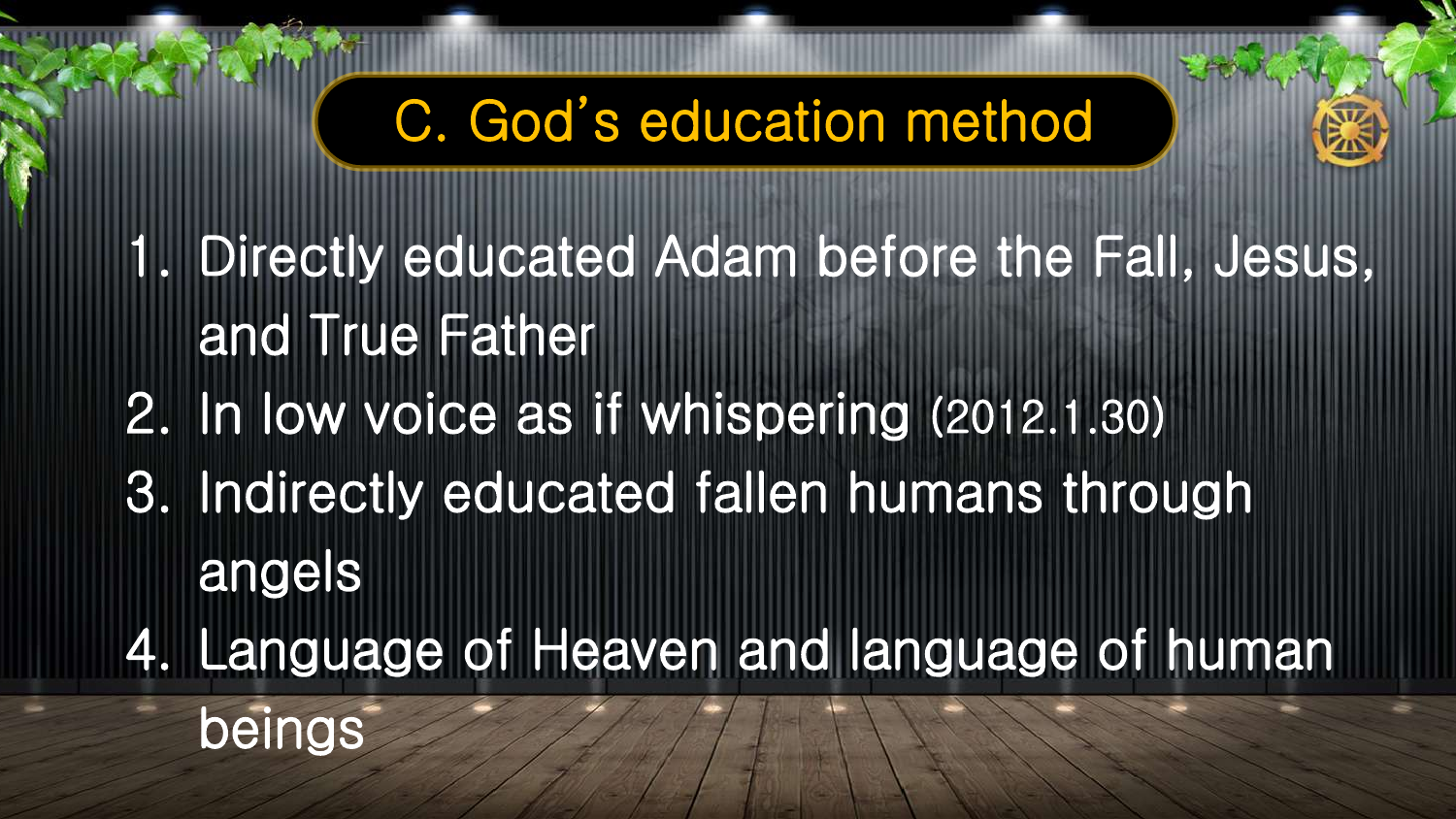# C. God's education method

1. Directly educated Adam before the Fall, Jesus, and True Father
2. In low voice as if whispering (2012.1.30)
3. Indirectly educated fallen humans through angels
4. Language of Heaven and language of human beings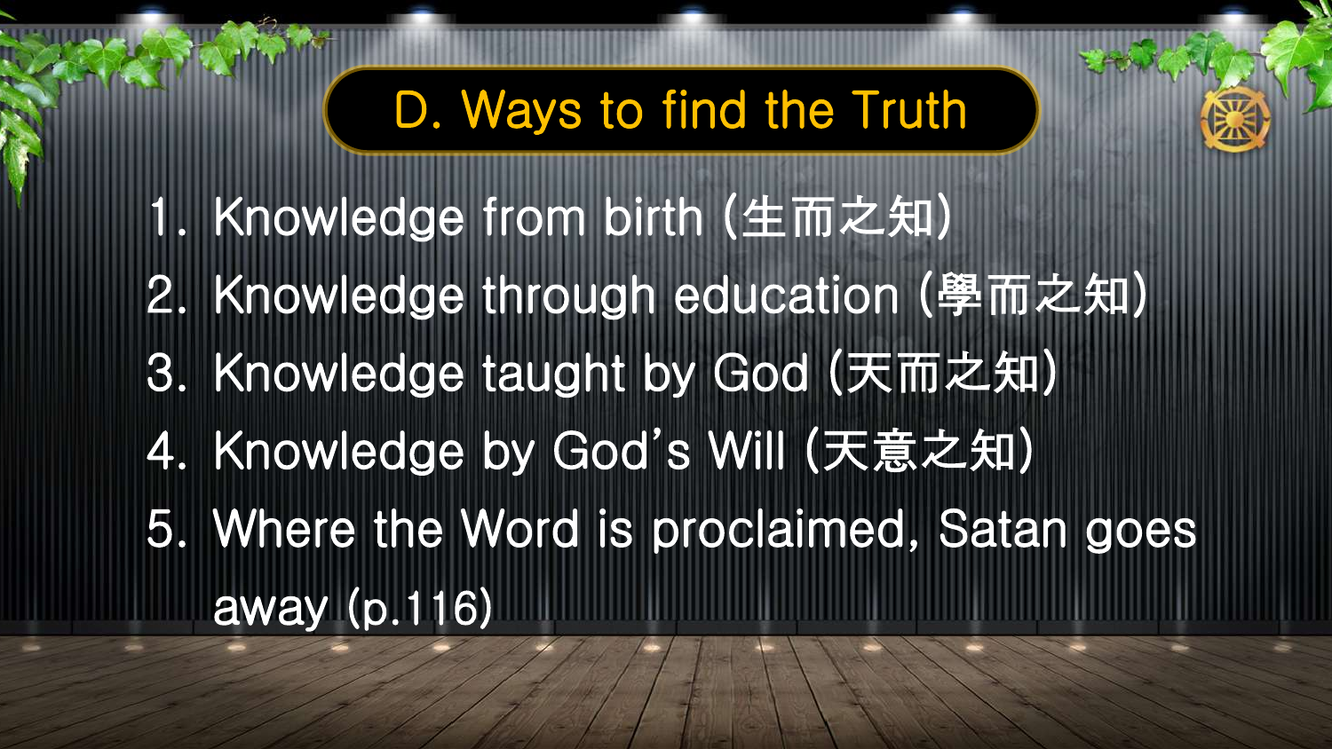# D. Ways to find the Truth

1. Knowledge from birth (生而之知)
2. Knowledge through education (學而之知)
3. Knowledge taught by God (天而之知)
4. Knowledge by God's Will (天意之知)
5. Where the Word is proclaimed, Satan goes away (p.116)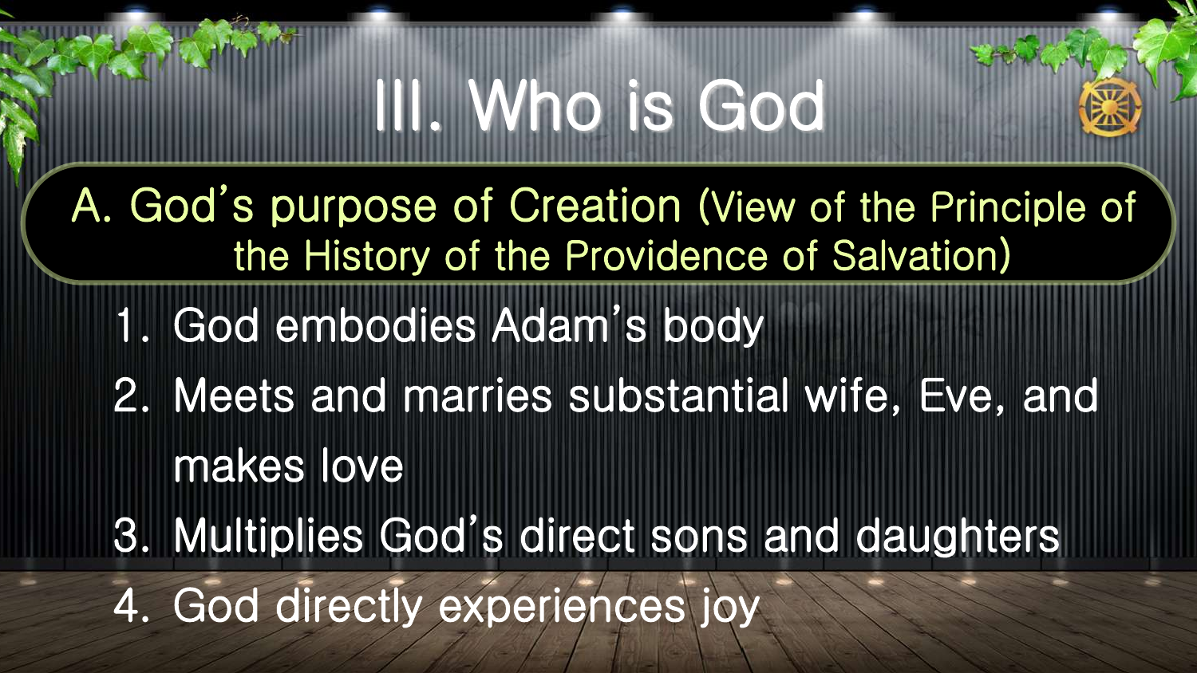# III. Who is God

## A. God's purpose of Creation (View of the Principle of the History of the Providence of Salvation)

1. God embodies Adam's body
2. Meets and marries substantial wife, Eve, and makes love
3. Multiplies God's direct sons and daughters
4. God directly experiences joy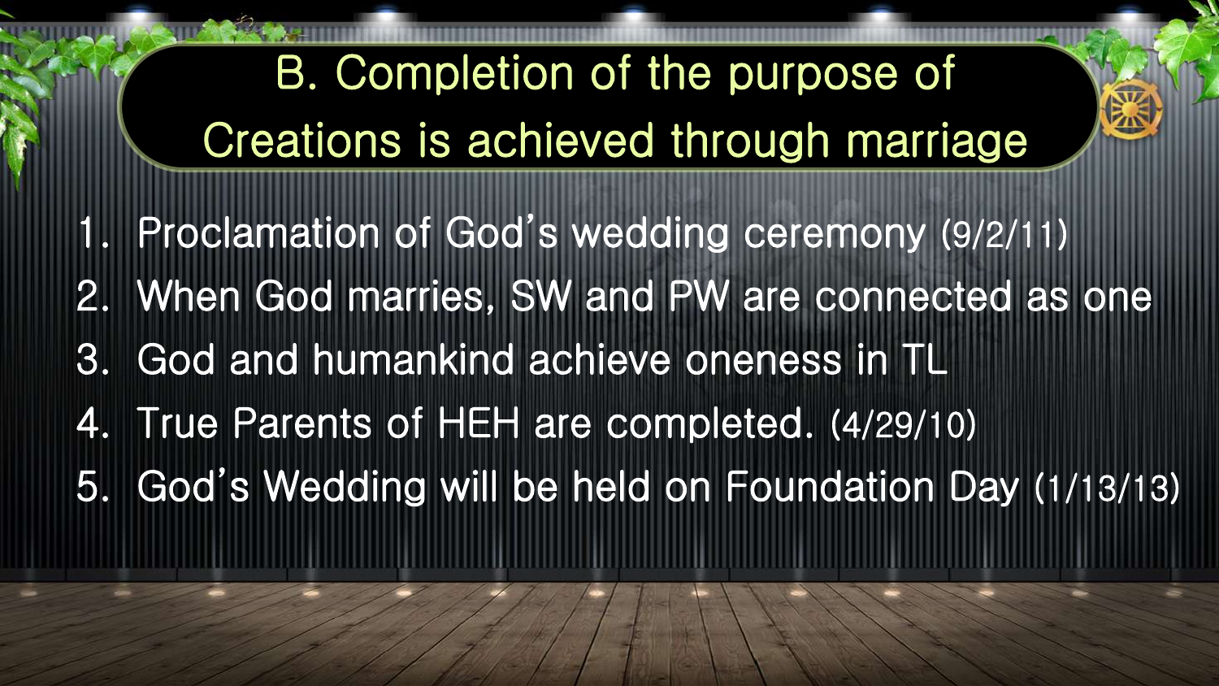## B. Completion of the purpose of Creations is achieved through marriage

1. Proclamation of God's wedding ceremony (9/2/11)
2. When God marries, SW and PW are connected as one
3. God and humankind achieve oneness in TL
4. True Parents of HEH are completed. (4/29/10)
5. God's Wedding will be held on Foundation Day (1/13/13)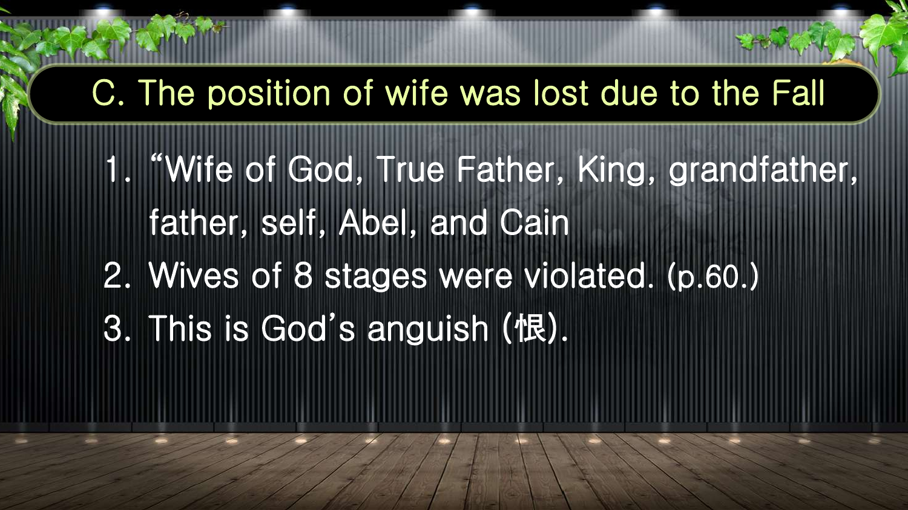## C. The position of wife was lost due to the Fall

1. "Wife of God, True Father, King, grandfather, father, self, Abel, and Cain
2. Wives of 8 stages were violated. (p.60.)
3. This is God's anguish (恨).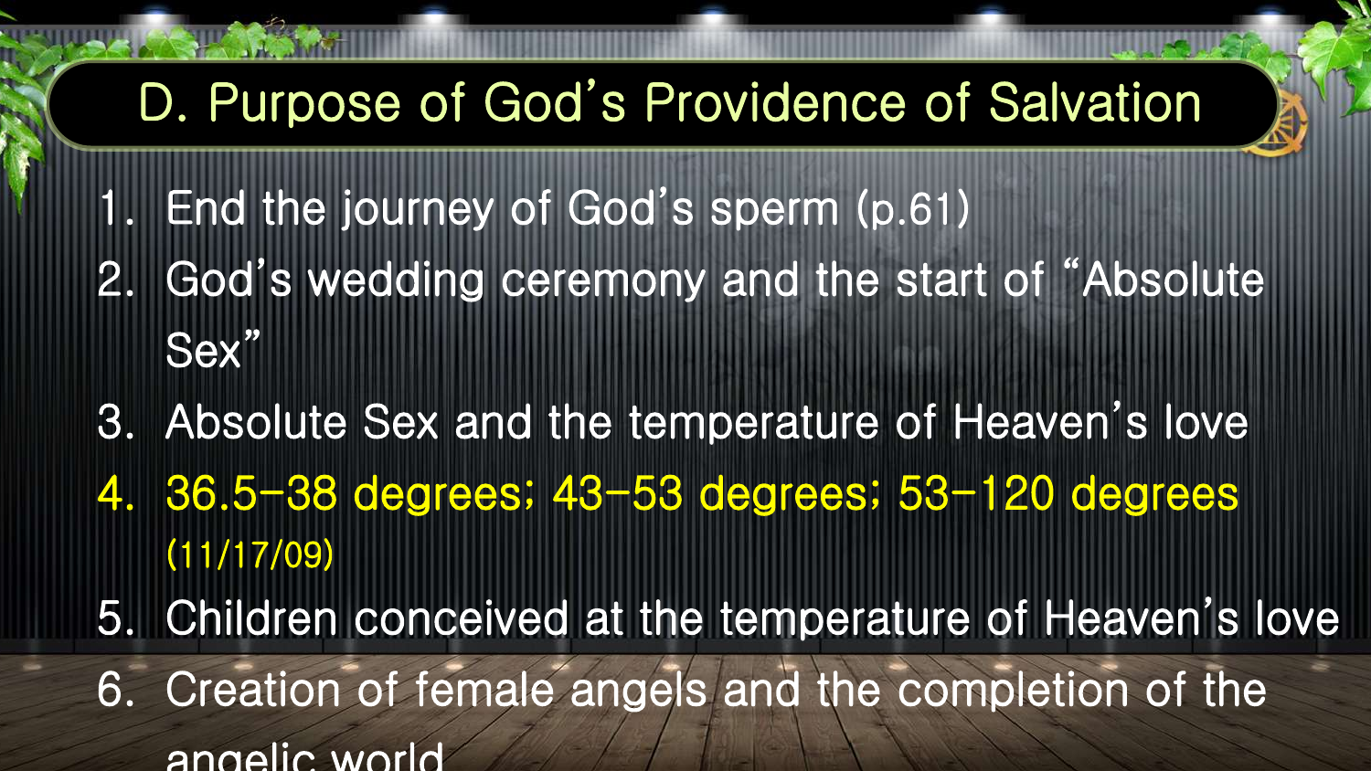# D. Purpose of God's Providence of Salvation

1. End the journey of God's sperm (p.61)
2. God's wedding ceremony and the start of "Absolute Sex"
3. Absolute Sex and the temperature of Heaven's love
4. 36.5-38 degrees; 43-53 degrees; 53-120 degrees (11/17/09)
5. Children conceived at the temperature of Heaven's love
6. Creation of female angels and the completion of the angelic world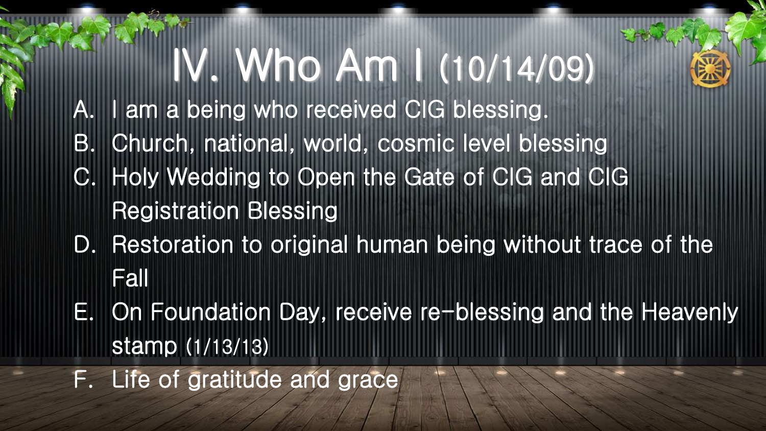# IV. Who Am I (10/14/09)

A. I am a being who received CIG blessing.

B. Church, national, world, cosmic level blessing

C. Holy Wedding to Open the Gate of CIG and CIG Registration Blessing

D. Restoration to original human being without trace of the Fall

E. On Foundation Day, receive re-blessing and the Heavenly stamp (1/13/13)

F. Life of gratitude and grace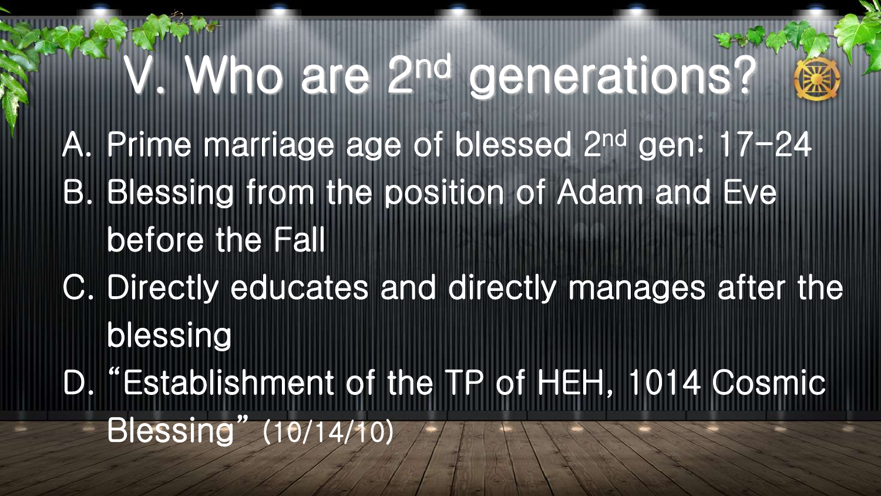# V. Who are 2nd generations?

A. Prime marriage age of blessed 2nd gen: 17-24
B. Blessing from the position of Adam and Eve before the Fall
C. Directly educates and directly manages after the blessing
D. "Establishment of the TP of HEH, 1014 Cosmic Blessing" (10/14/10)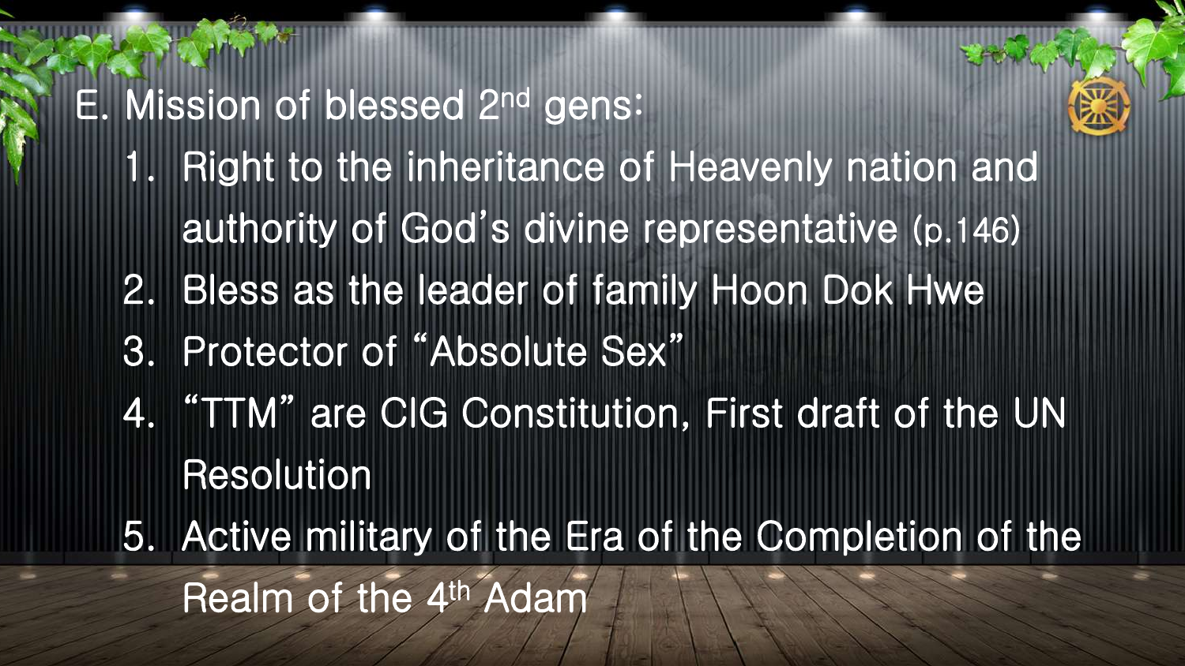## E. Mission of blessed 2nd gens:

1. Right to the inheritance of Heavenly nation and authority of God's divine representative (p.146)
2. Bless as the leader of family Hoon Dok Hwe
3. Protector of "Absolute Sex"
4. "TTM" are CIG Constitution, First draft of the UN Resolution
5. Active military of the Era of the Completion of the Realm of the 4th Adam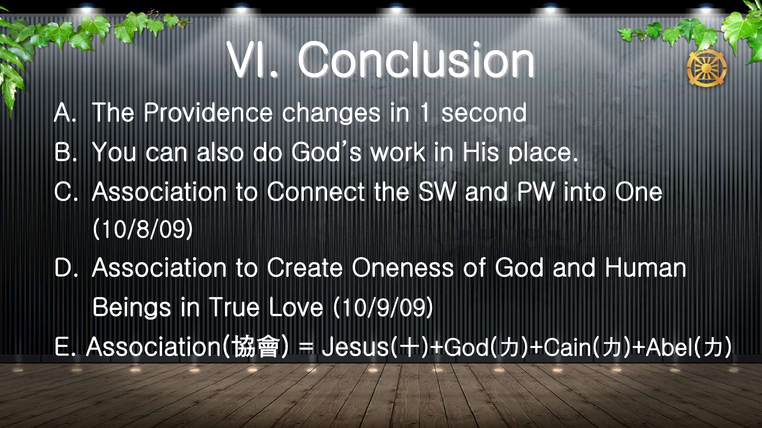# VI. Conclusion

A. The Providence changes in 1 second

B. You can also do God's work in His place.

C. Association to Connect the SW and PW into One (10/8/09)

D. Association to Create Oneness of God and Human Beings in True Love (10/9/09)

E. Association(協會) = Jesus(十)+God(力)+Cain(力)+Abel(力)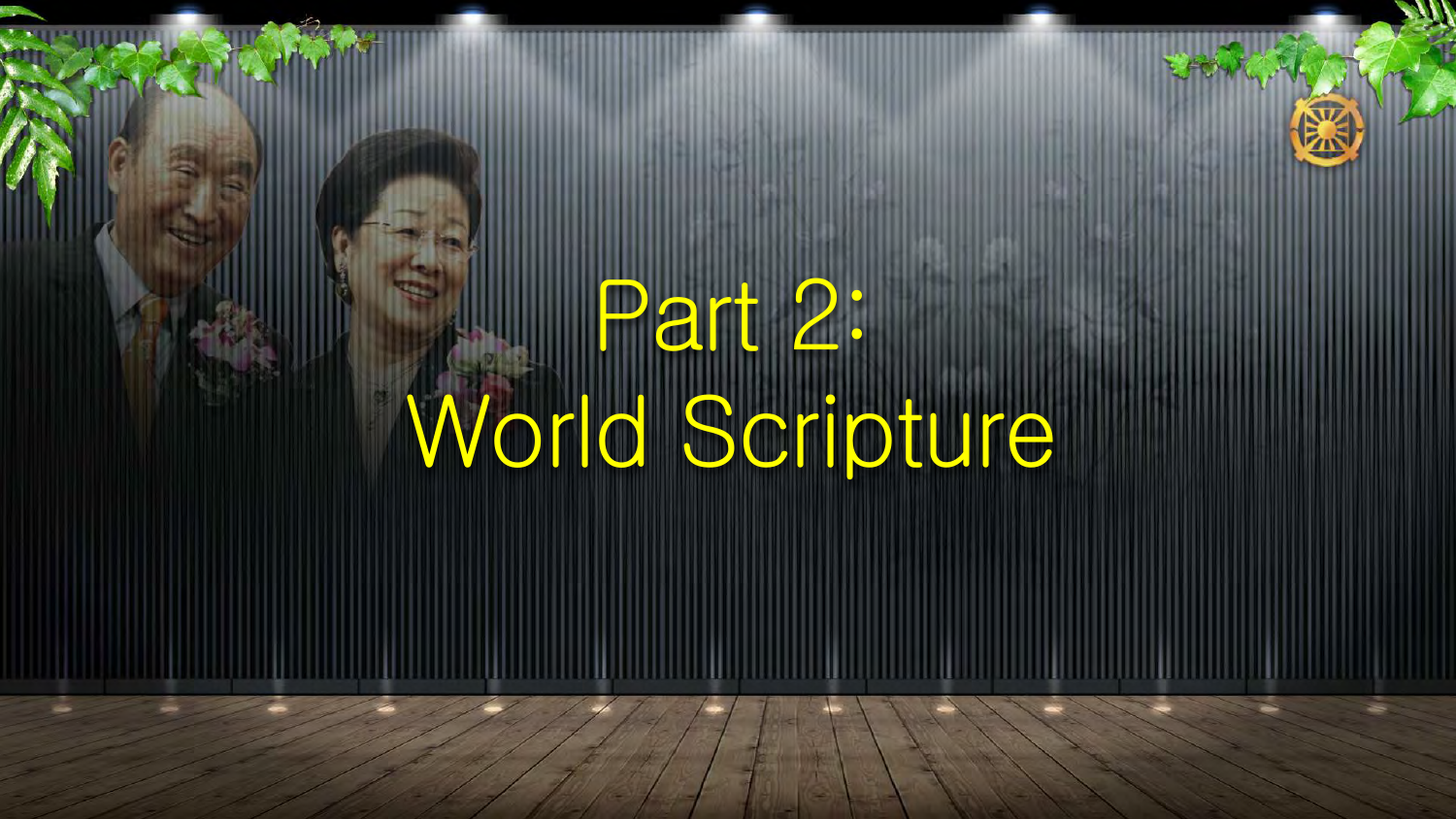# Part 2: World Scripture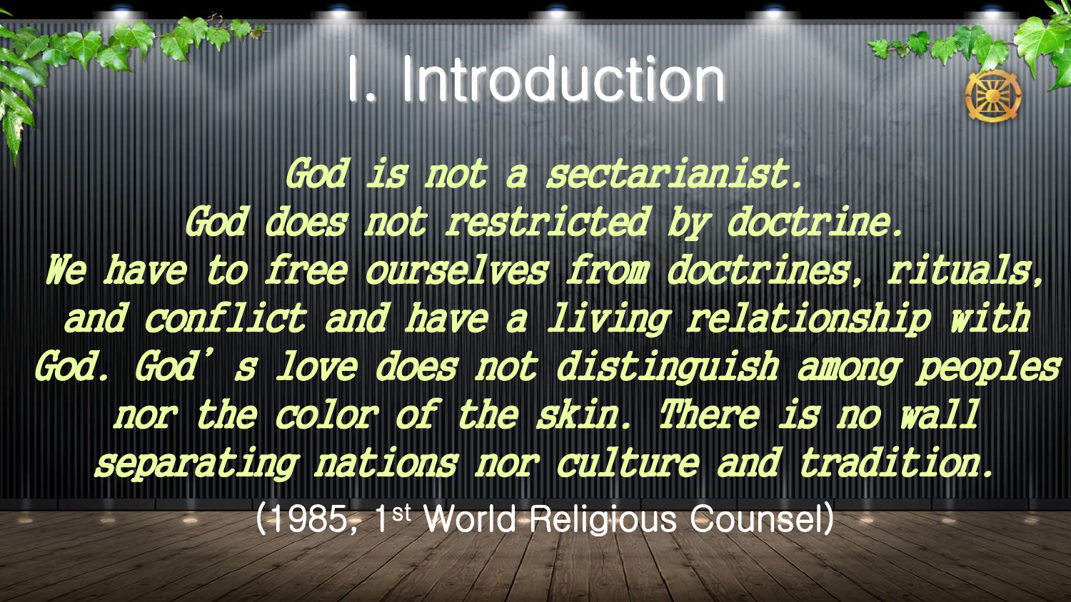# I. Introduction

*God is not a sectarianist.*
*God does not restricted by doctrine.*
*We have to free ourselves from doctrines, rituals, and conflict and have a living relationship with God. God' s love does not distinguish among peoples nor the color of the skin. There is no wall separating nations nor culture and tradition.*

(1985, 1st World Religious Counsel)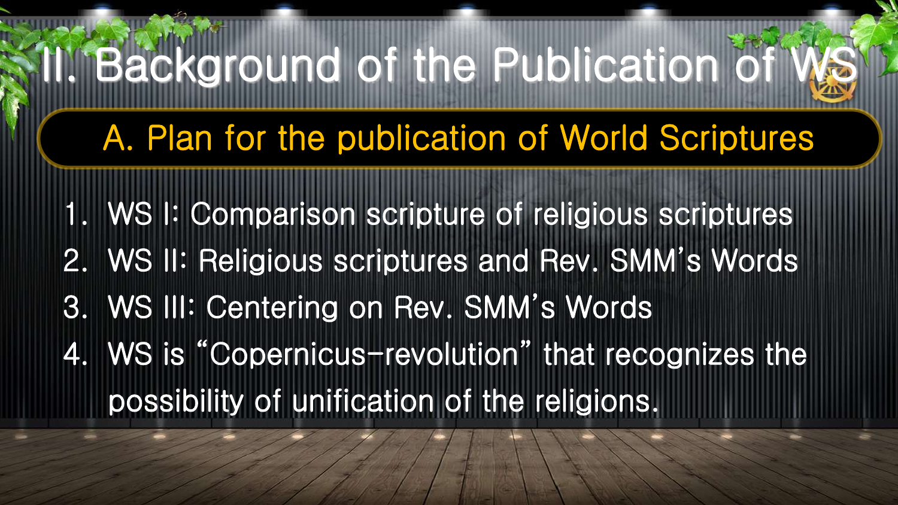# II. Background of the Publication of WS

## A. Plan for the publication of World Scriptures

1. WS I: Comparison scripture of religious scriptures
2. WS II: Religious scriptures and Rev. SMM's Words
3. WS III: Centering on Rev. SMM's Words
4. WS is "Copernicus-revolution" that recognizes the possibility of unification of the religions.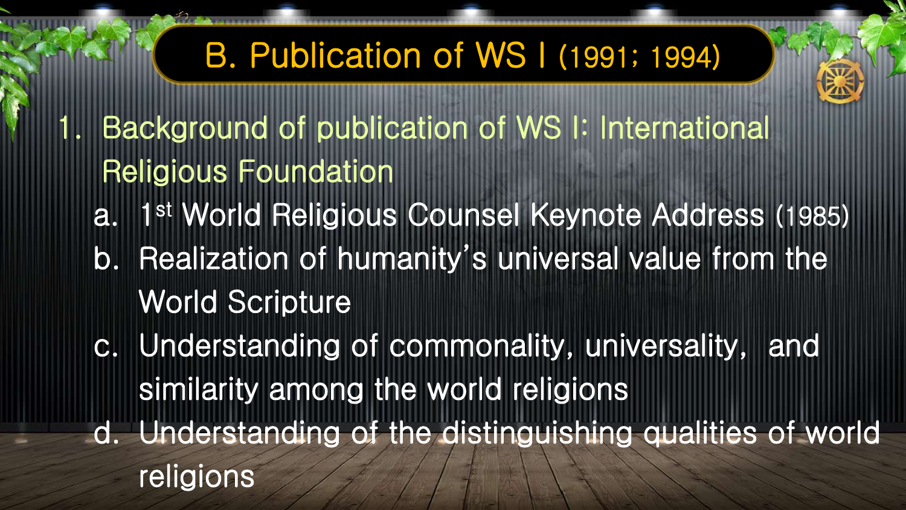# B. Publication of WS I (1991; 1994)

1. Background of publication of WS I: International Religious Foundation
   a. 1st World Religious Counsel Keynote Address (1985)
   b. Realization of humanity's universal value from the World Scripture
   c. Understanding of commonality, universality, and similarity among the world religions
   d. Understanding of the distinguishing qualities of world religions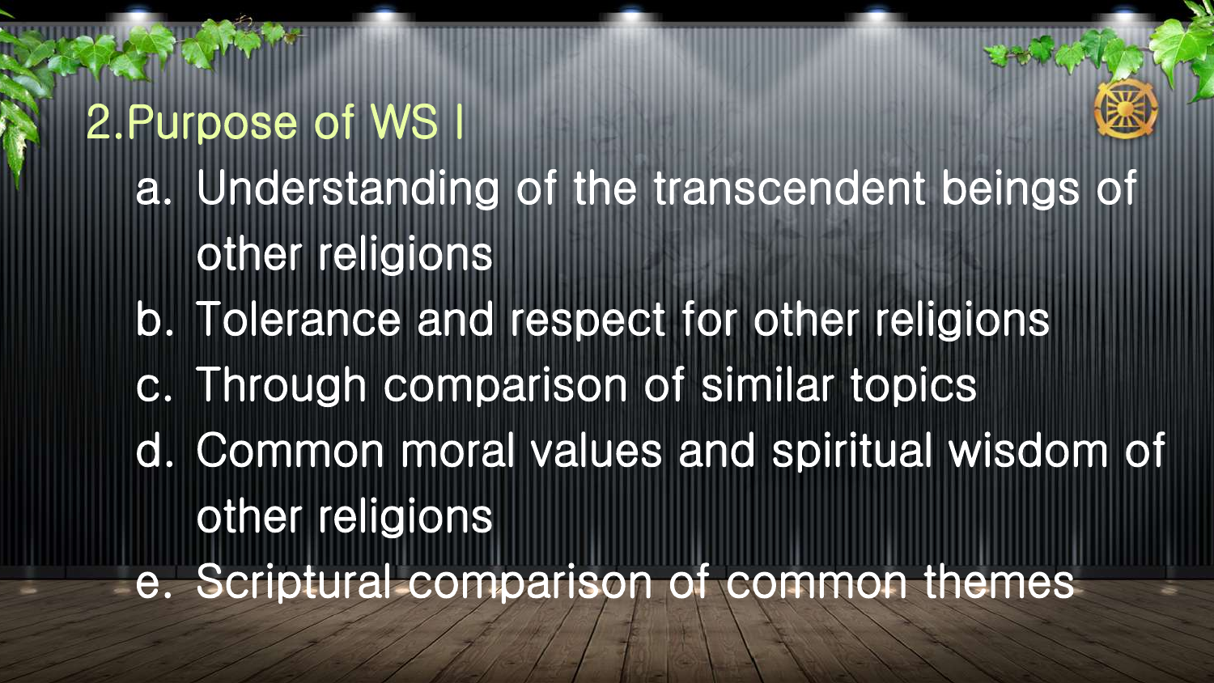## 2.Purpose of WS I

a. Understanding of the transcendent beings of other religions
b. Tolerance and respect for other religions
c. Through comparison of similar topics
d. Common moral values and spiritual wisdom of other religions
e. Scriptural comparison of common themes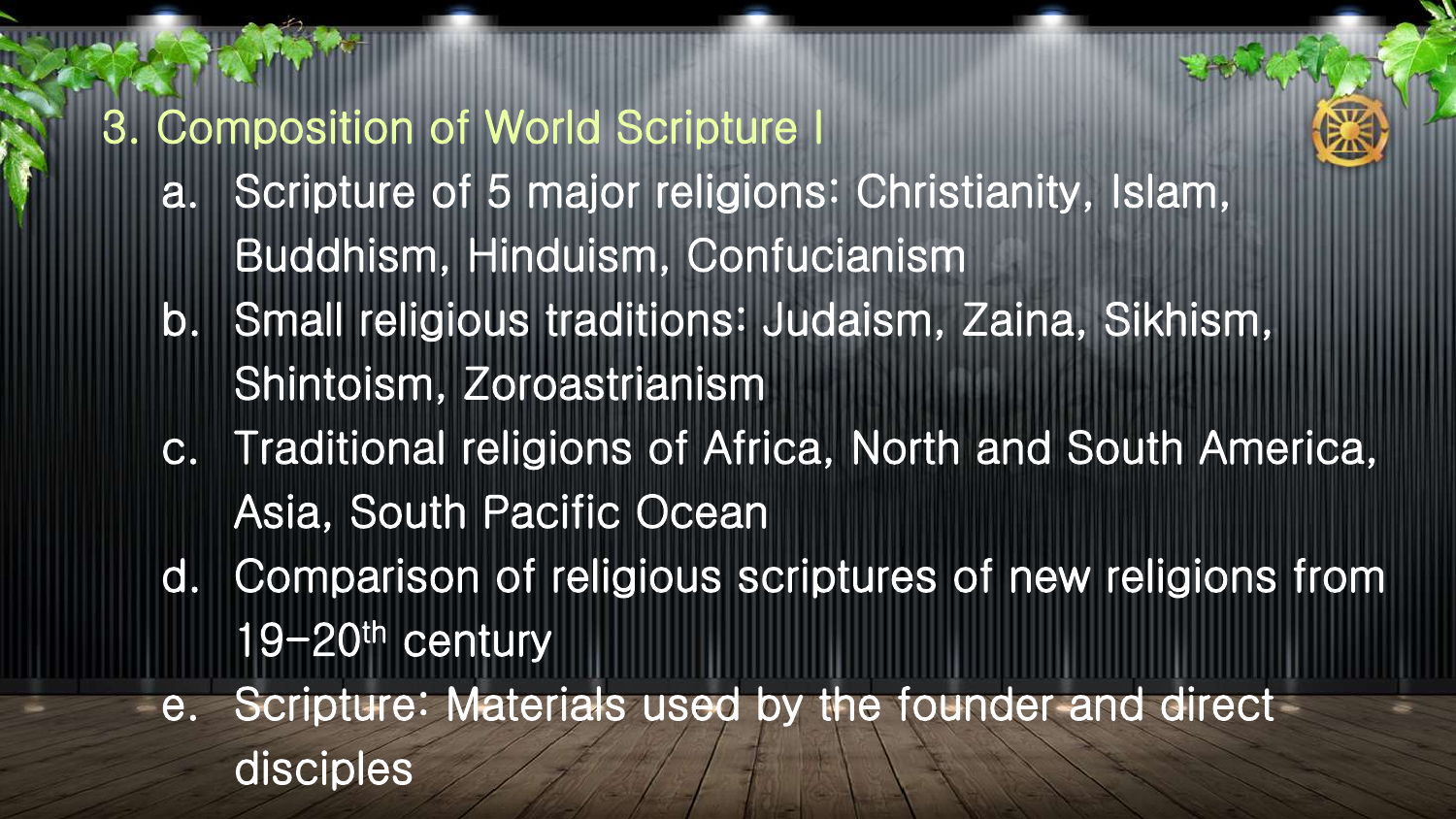## 3. Composition of World Scripture I

a. Scripture of 5 major religions: Christianity, Islam, Buddhism, Hinduism, Confucianism
b. Small religious traditions: Judaism, Zaina, Sikhism, Shintoism, Zoroastrianism
c. Traditional religions of Africa, North and South America, Asia, South Pacific Ocean
d. Comparison of religious scriptures of new religions from 19-20th century
e. Scripture: Materials used by the founder and direct disciples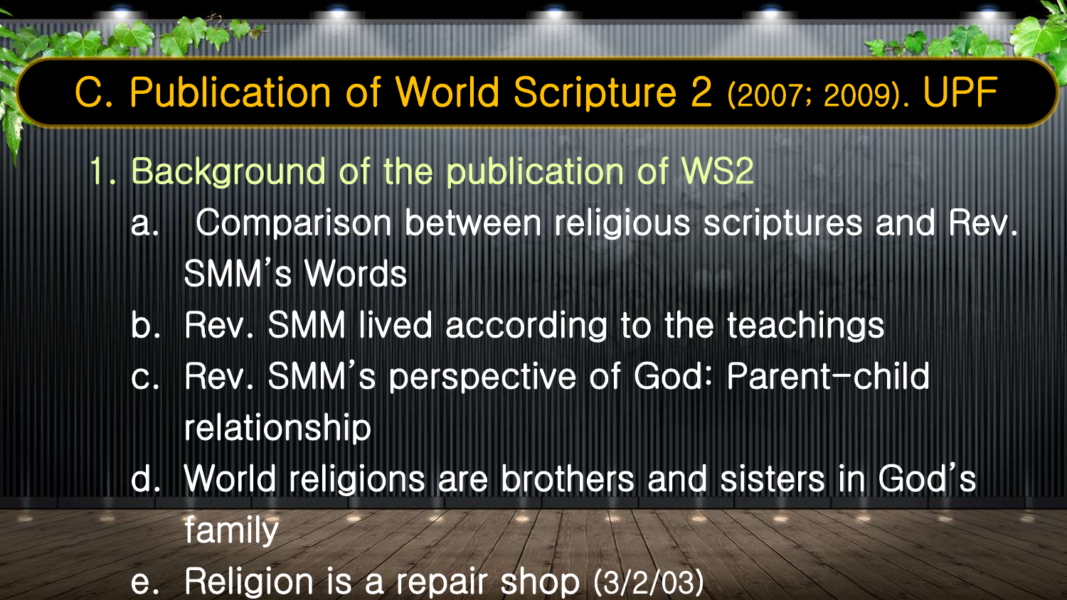# C. Publication of World Scripture 2 (2007; 2009). UPF

## 1. Background of the publication of WS2

a. Comparison between religious scriptures and Rev. SMM's Words

b. Rev. SMM lived according to the teachings

c. Rev. SMM's perspective of God: Parent-child relationship

d. World religions are brothers and sisters in God's family

e. Religion is a repair shop (3/2/03)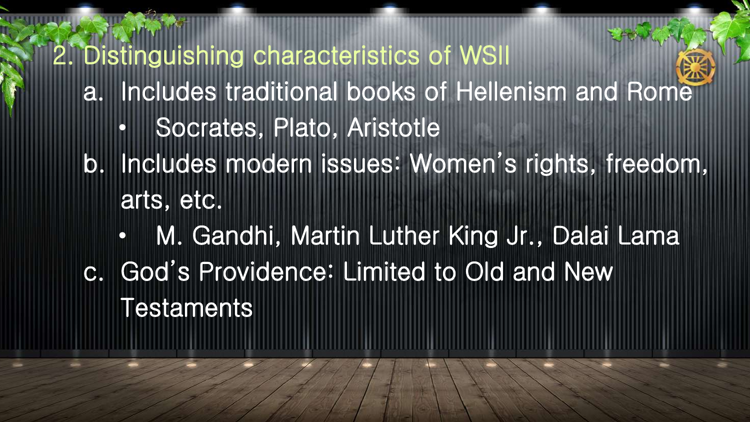## 2. Distinguishing characteristics of WSII

a. Includes traditional books of Hellenism and Rome
   - Socrates, Plato, Aristotle

b. Includes modern issues: Women's rights, freedom, arts, etc.
   - M. Gandhi, Martin Luther King Jr., Dalai Lama

c. God's Providence: Limited to Old and New Testaments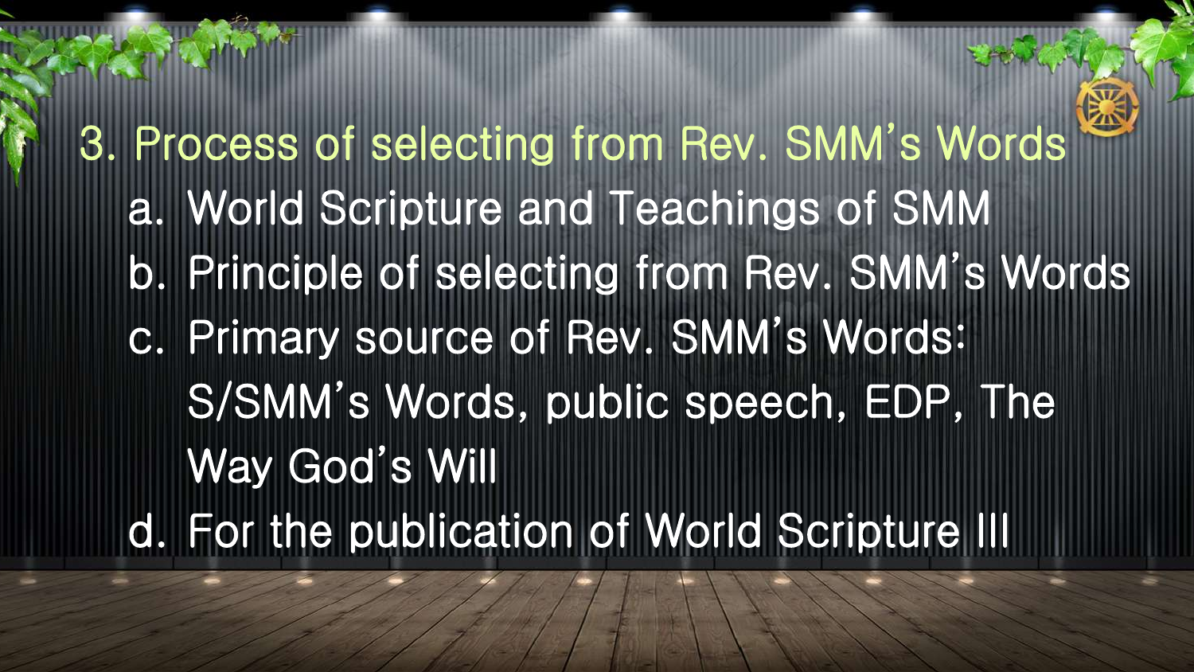## 3. Process of selecting from Rev. SMM's Words

a. World Scripture and Teachings of SMM
b. Principle of selecting from Rev. SMM's Words
c. Primary source of Rev. SMM's Words: S/SMM's Words, public speech, EDP, The Way God's Will
d. For the publication of World Scripture III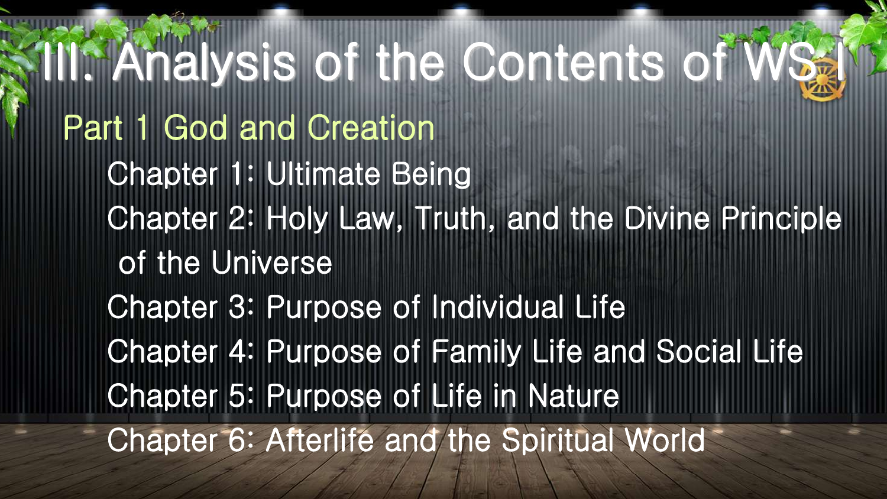# III. Analysis of the Contents of WS I

## Part 1 God and Creation

Chapter 1: Ultimate Being

Chapter 2: Holy Law, Truth, and the Divine Principle of the Universe

Chapter 3: Purpose of Individual Life

Chapter 4: Purpose of Family Life and Social Life

Chapter 5: Purpose of Life in Nature

Chapter 6: Afterlife and the Spiritual World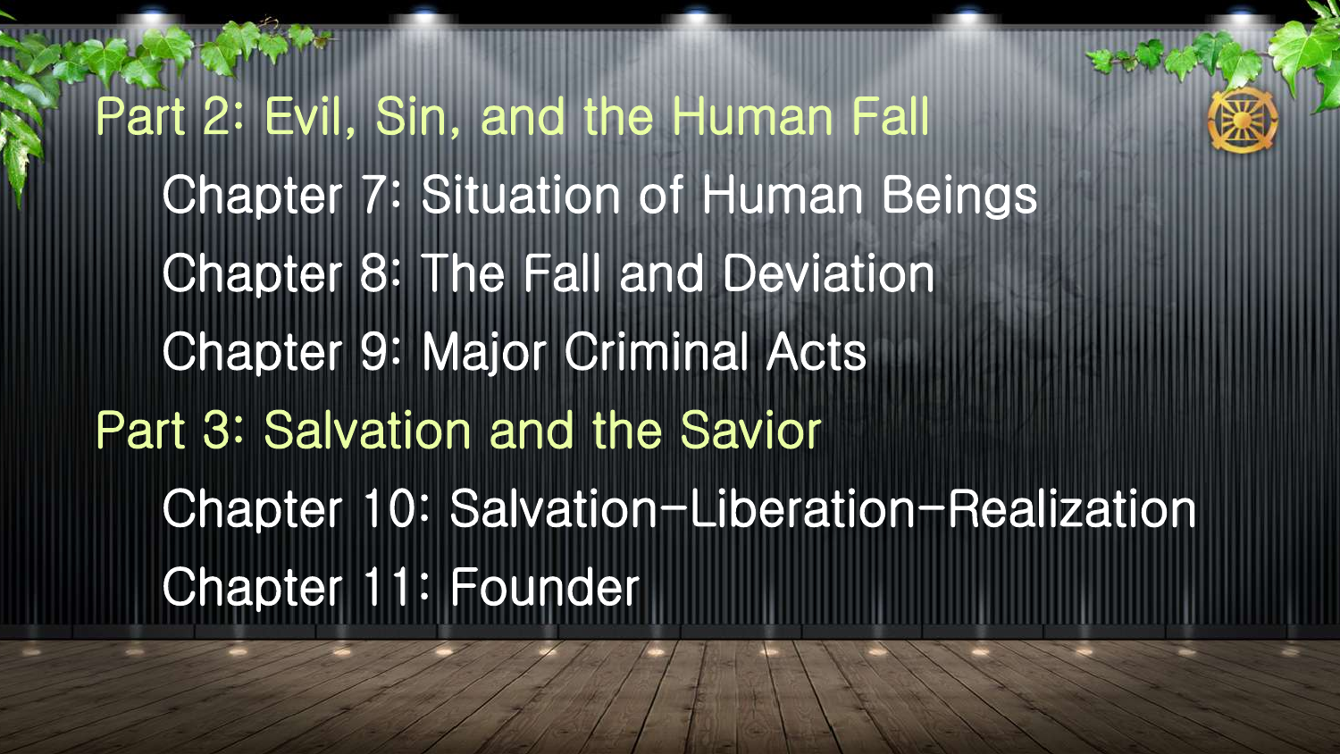## Part 2: Evil, Sin, and the Human Fall

- Chapter 7: Situation of Human Beings
- Chapter 8: The Fall and Deviation
- Chapter 9: Major Criminal Acts

## Part 3: Salvation and the Savior

- Chapter 10: Salvation–Liberation–Realization
- Chapter 11: Founder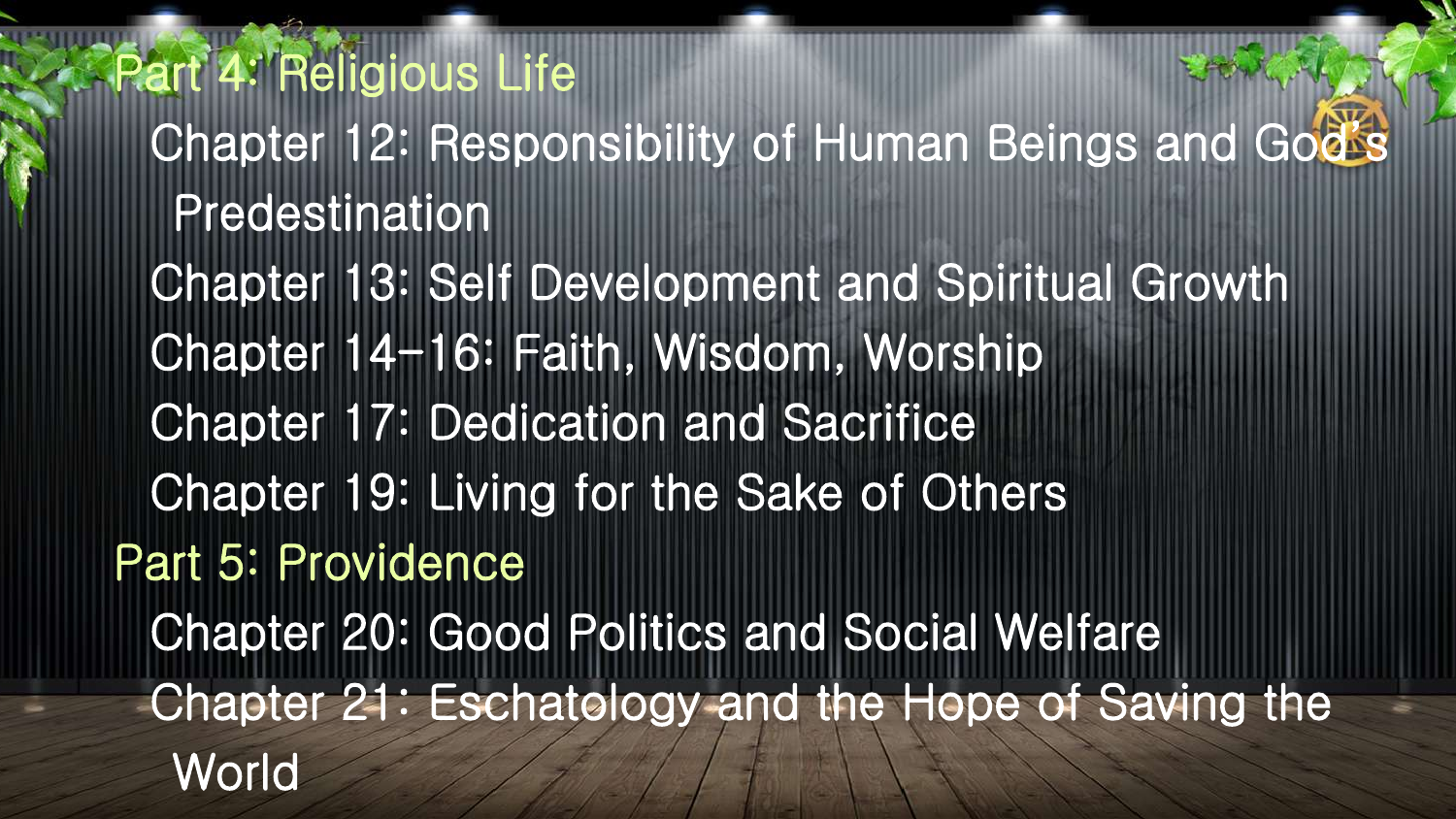## Part 4: Religious Life

- Chapter 12: Responsibility of Human Beings and God's Predestination
- Chapter 13: Self Development and Spiritual Growth
- Chapter 14-16: Faith, Wisdom, Worship
- Chapter 17: Dedication and Sacrifice
- Chapter 19: Living for the Sake of Others

## Part 5: Providence

- Chapter 20: Good Politics and Social Welfare
- Chapter 21: Eschatology and the Hope of Saving the World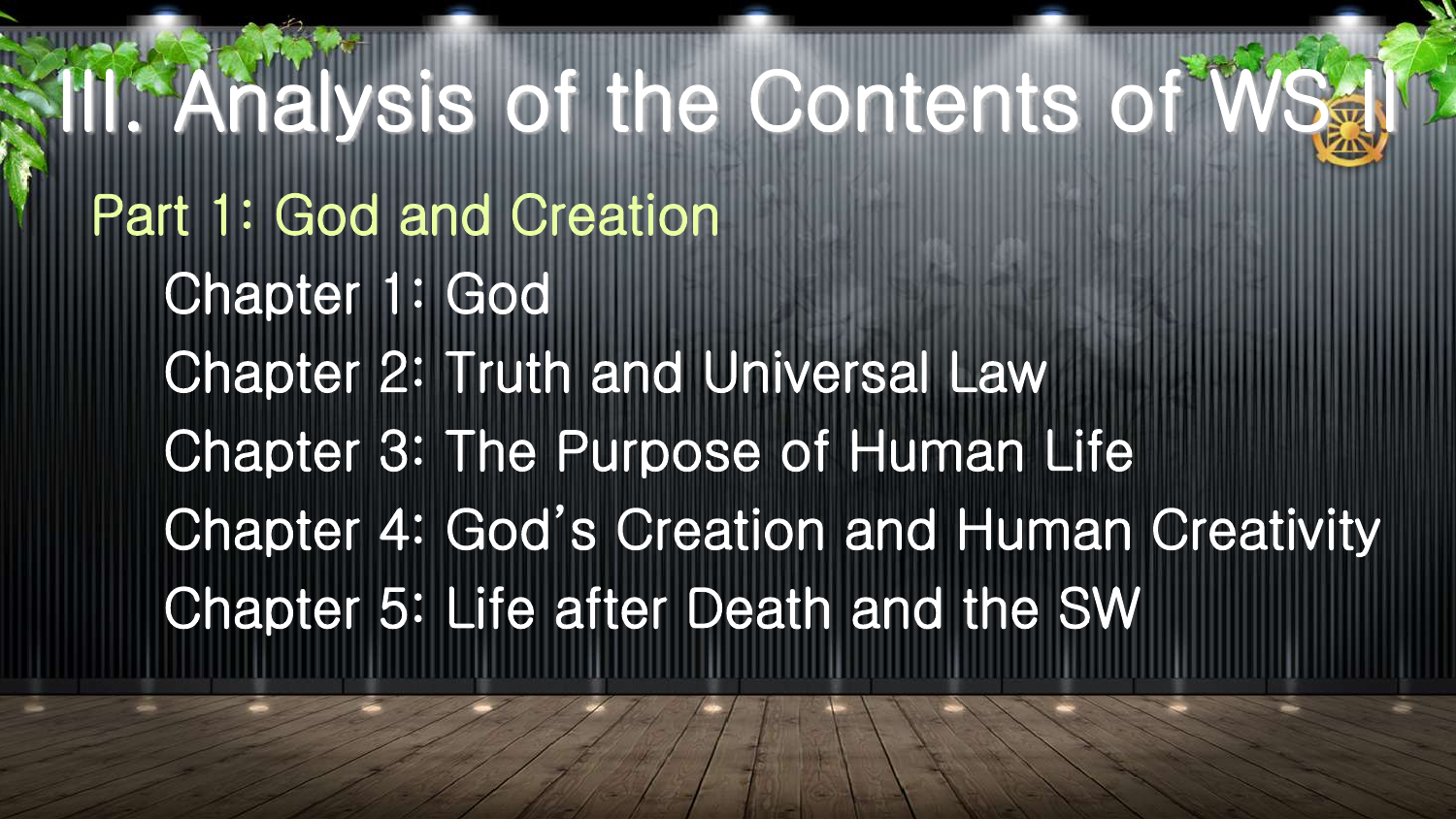# III. Analysis of the Contents of WS II

## Part 1: God and Creation

- Chapter 1: God
- Chapter 2: Truth and Universal Law
- Chapter 3: The Purpose of Human Life
- Chapter 4: God's Creation and Human Creativity
- Chapter 5: Life after Death and the SW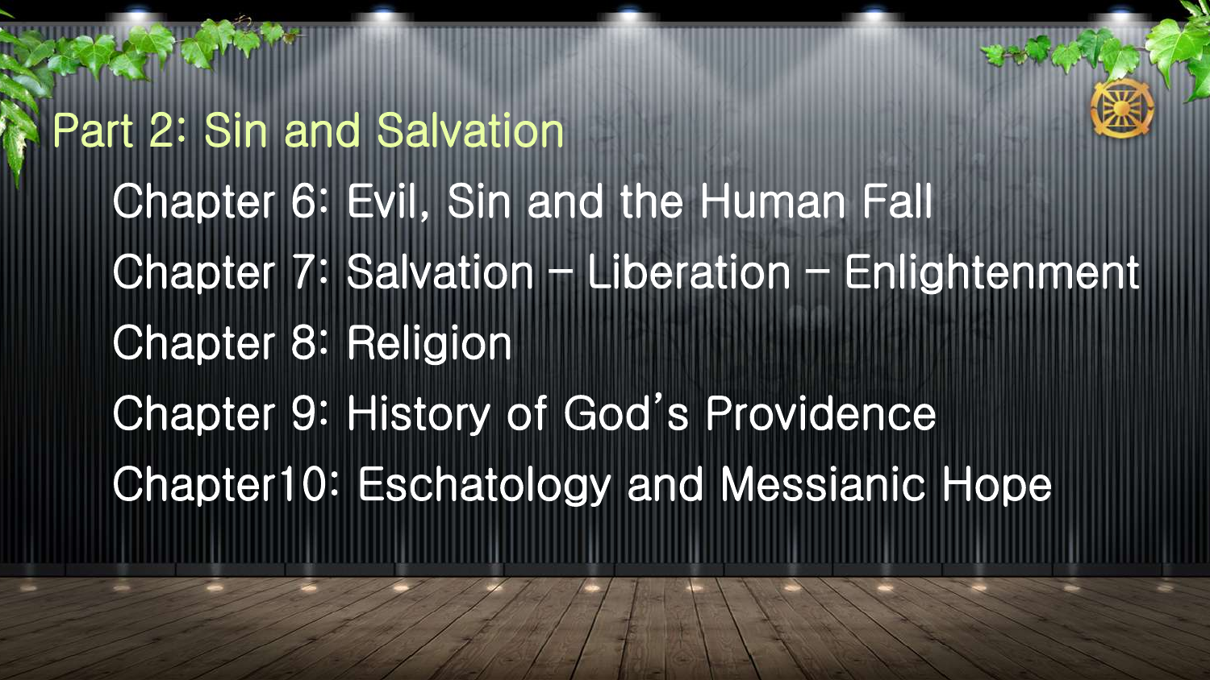## Part 2: Sin and Salvation

- Chapter 6: Evil, Sin and the Human Fall
- Chapter 7: Salvation – Liberation – Enlightenment
- Chapter 8: Religion
- Chapter 9: History of God's Providence
- Chapter10: Eschatology and Messianic Hope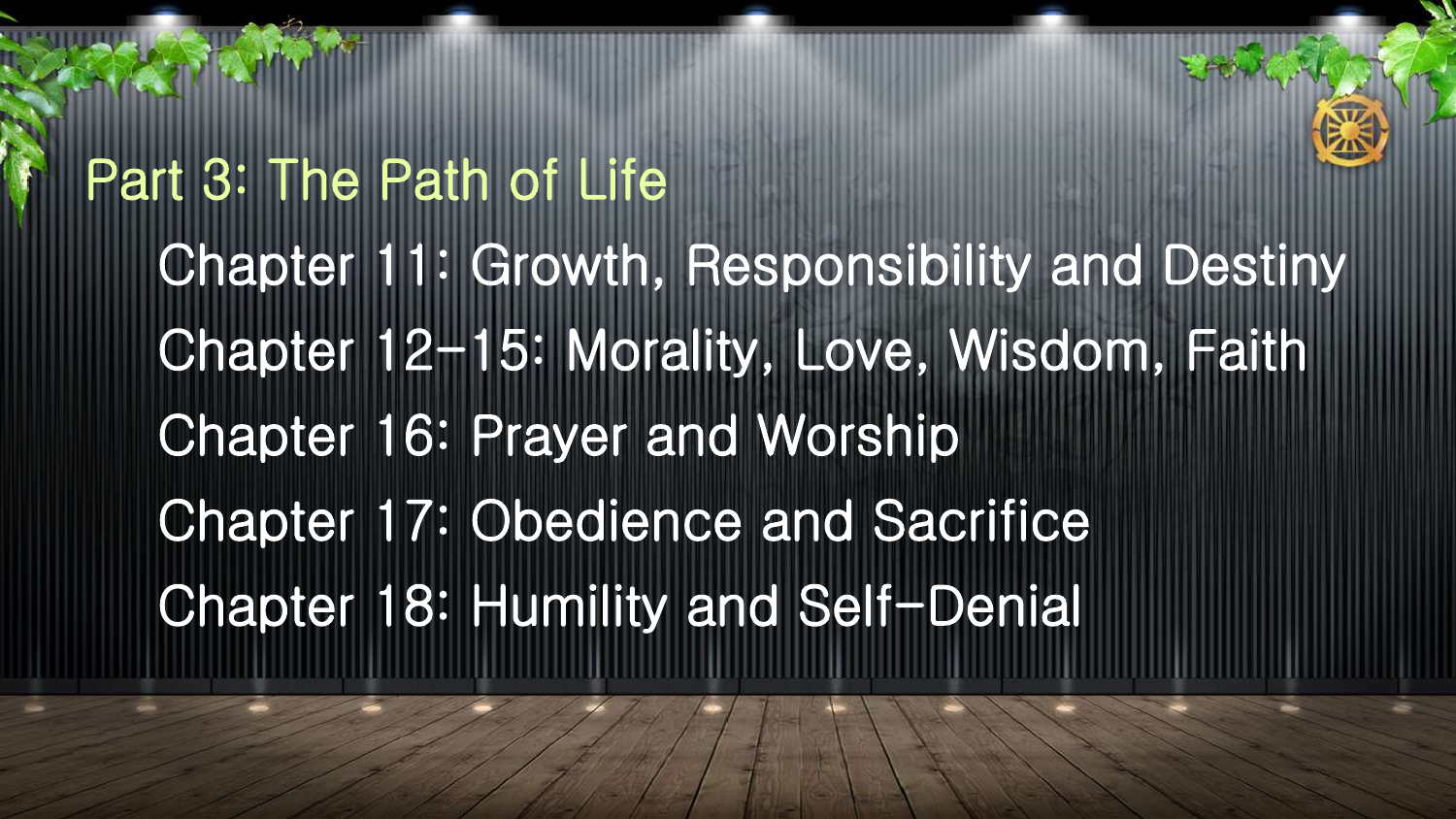## Part 3: The Path of Life

- Chapter 11: Growth, Responsibility and Destiny
- Chapter 12-15: Morality, Love, Wisdom, Faith
- Chapter 16: Prayer and Worship
- Chapter 17: Obedience and Sacrifice
- Chapter 18: Humility and Self-Denial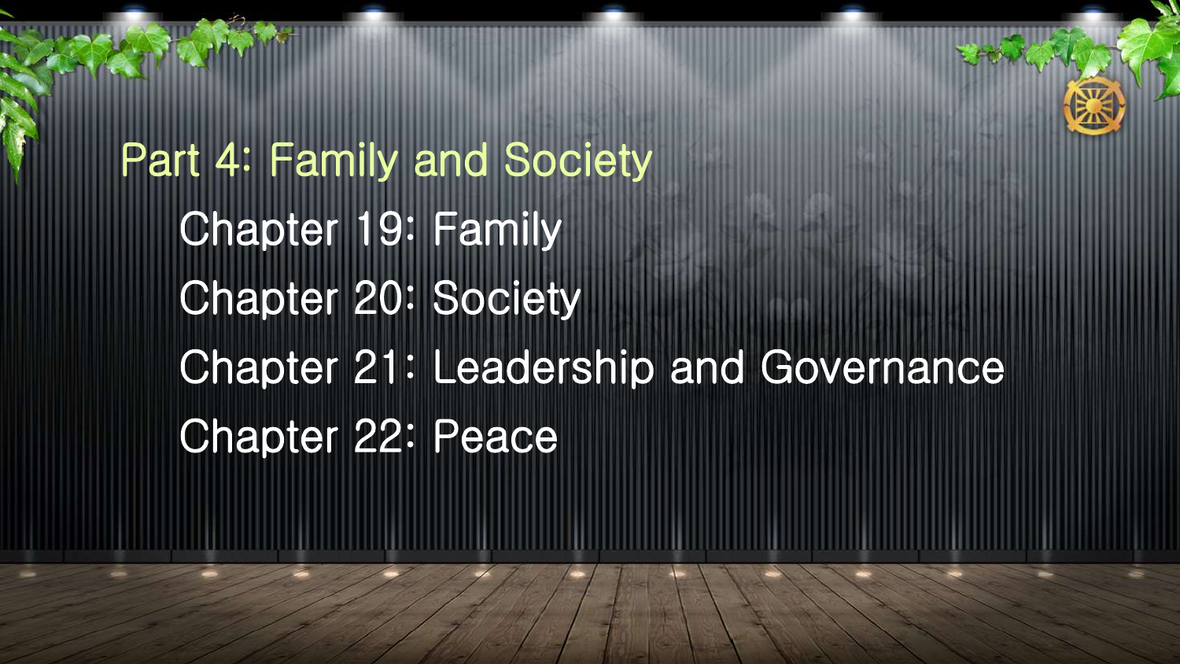# Part 4: Family and Society

- Chapter 19: Family
- Chapter 20: Society
- Chapter 21: Leadership and Governance
- Chapter 22: Peace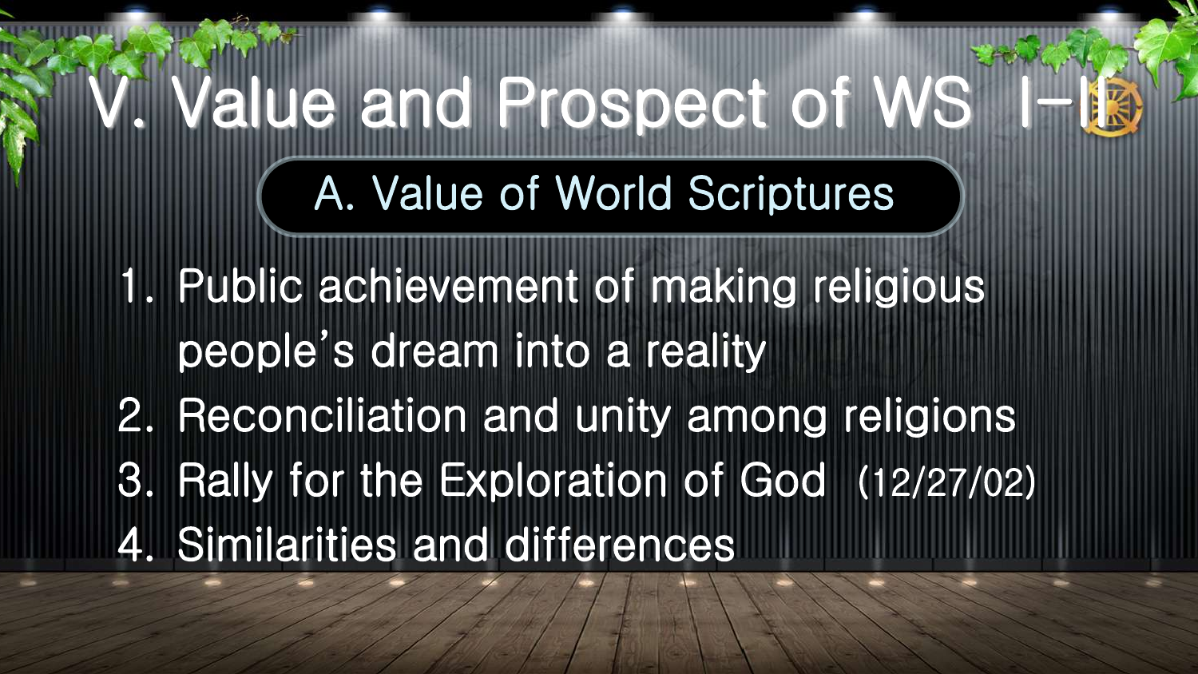# V. Value and Prospect of WS I-II

## A. Value of World Scriptures

1. Public achievement of making religious people's dream into a reality
2. Reconciliation and unity among religions
3. Rally for the Exploration of God (12/27/02)
4. Similarities and differences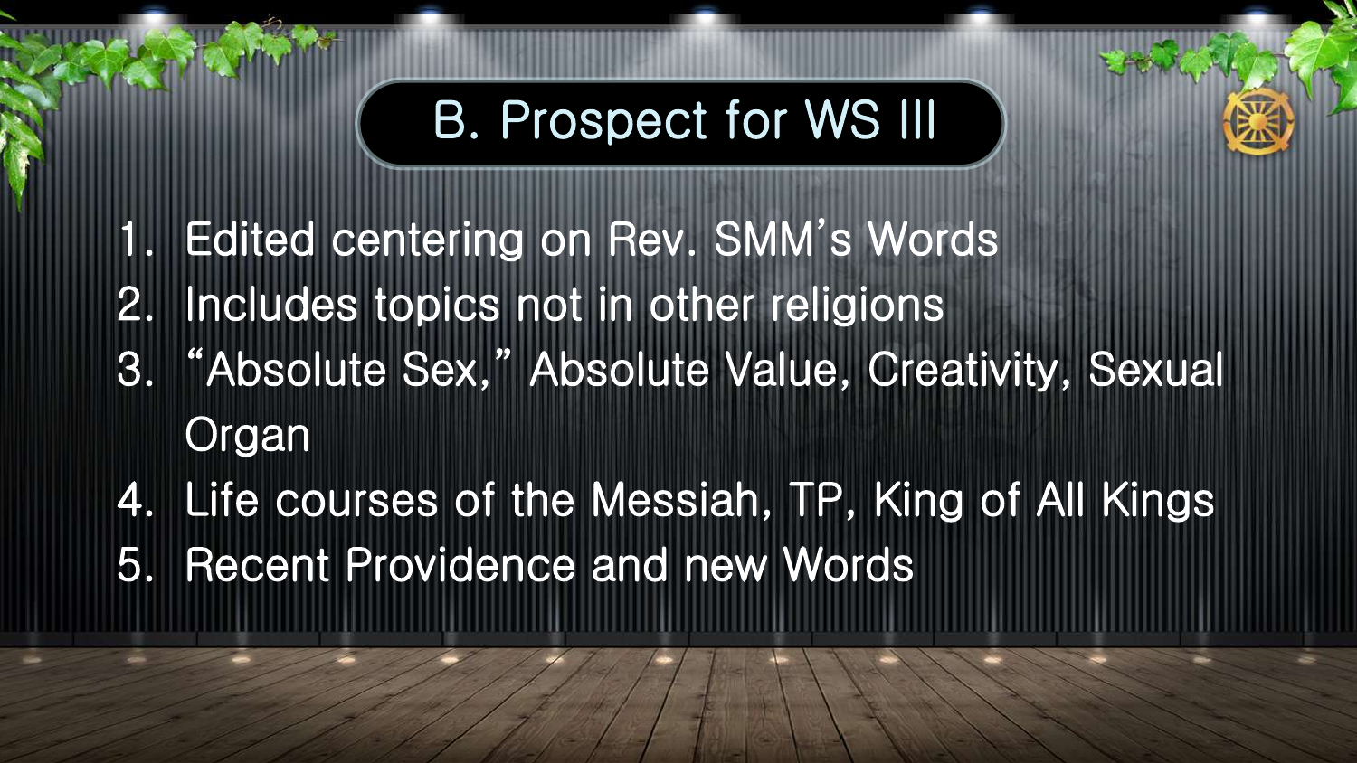# B. Prospect for WS III

1. Edited centering on Rev. SMM's Words
2. Includes topics not in other religions
3. "Absolute Sex," Absolute Value, Creativity, Sexual Organ
4. Life courses of the Messiah, TP, King of All Kings
5. Recent Providence and new Words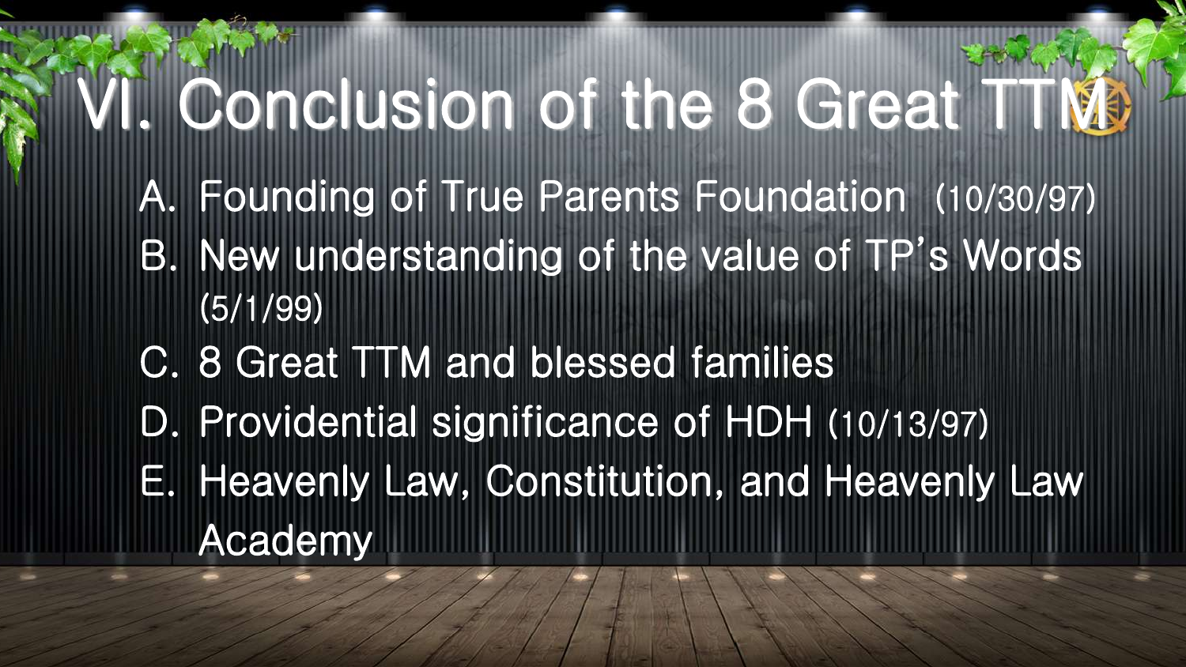# VI. Conclusion of the 8 Great TTM

A. Founding of True Parents Foundation (10/30/97)

B. New understanding of the value of TP's Words (5/1/99)

C. 8 Great TTM and blessed families

D. Providential significance of HDH (10/13/97)

E. Heavenly Law, Constitution, and Heavenly Law Academy